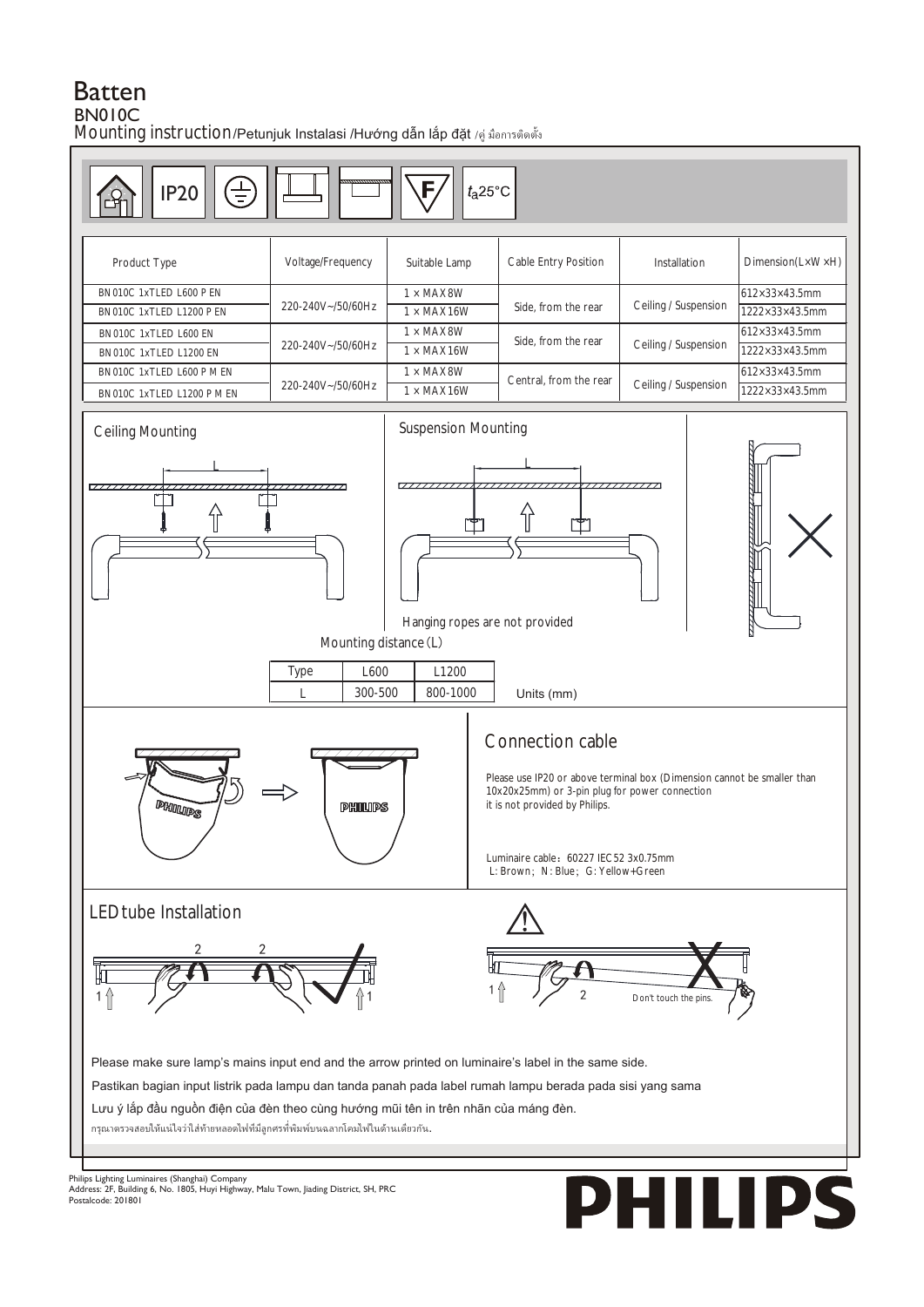# Batten

## BN010C

Mounting instruction/Petunjuk Instalasi /Hướng dẫn lắp đặt /คู่ มือการติดตั้ง

IP20 $t_a$25°C

| Product Type | Voltage/Frequency | Suitable Lamp | Cable Entry Position | Installation | Dimension(L×W×H) |
|---|---|---|---|---|---|
| BN010C 1xTLED L600 P EN | 220-240V~/50/60Hz | 1 × MAX8W | Side, from the rear | Ceiling / Suspension | 612×33×43.5mm |
| BN010C 1xTLED L1200 P EN | | 1 × MAX16W | | | 1222×33×43.5mm |
| BN010C 1xTLED L600 EN | 220-240V~/50/60Hz | 1 × MAX8W | Side, from the rear | Ceiling / Suspension | 612×33×43.5mm |
| BN010C 1xTLED L1200 EN | | 1 × MAX16W | | | 1222×33×43.5mm |
| BN010C 1xTLED L600 P M EN | 220-240V~/50/60Hz | 1 × MAX8W | Central, from the rear | Ceiling / Suspension | 612×33×43.5mm |
| BN010C 1xTLED L1200 P M EN | | 1 × MAX16W | | | 1222×33×43.5mm |

Ceiling Mounting

Suspension Mounting

Hanging ropes are not provided

Mounting distance (L)

| Type | L600 | L1200 |
|---|---|---|
| L | 300-500 | 800-1000 |

Units (mm)

## Connection cable

Please use IP20 or above terminal box (Dimension cannot be smaller than 10x20x25mm) or 3-pin plug for power connection it is not provided by Philips.

Luminaire cable：60227 IEC52 3x0.75mm
L: Brown；N: Blue；G: Yellow+Green

## LED tube Installation

Don't touch the pins.

Please make sure lamp's mains input end and the arrow printed on luminaire's label in the same side.

Pastikan bagian input listrik pada lampu dan tanda panah pada label rumah lampu berada pada sisi yang sama

Lưu ý lắp đầu nguồn điện của đèn theo cùng hướng mũi tên in trên nhãn của máng đèn.

กรุณาตรวจสอบให้แน่ใจว่าใส่ท้ายหลอดไฟที่มีลูกศรที่พิมพ์บนฉลากโคมไฟในด้านเดียวกัน.

Philips Lighting Luminaires (Shanghai) Company
Address: 2F, Building 6, No. 1805, Huyi Highway, Malu Town, Jiading District, SH, PRC
Postalcode: 201801

PHILIPS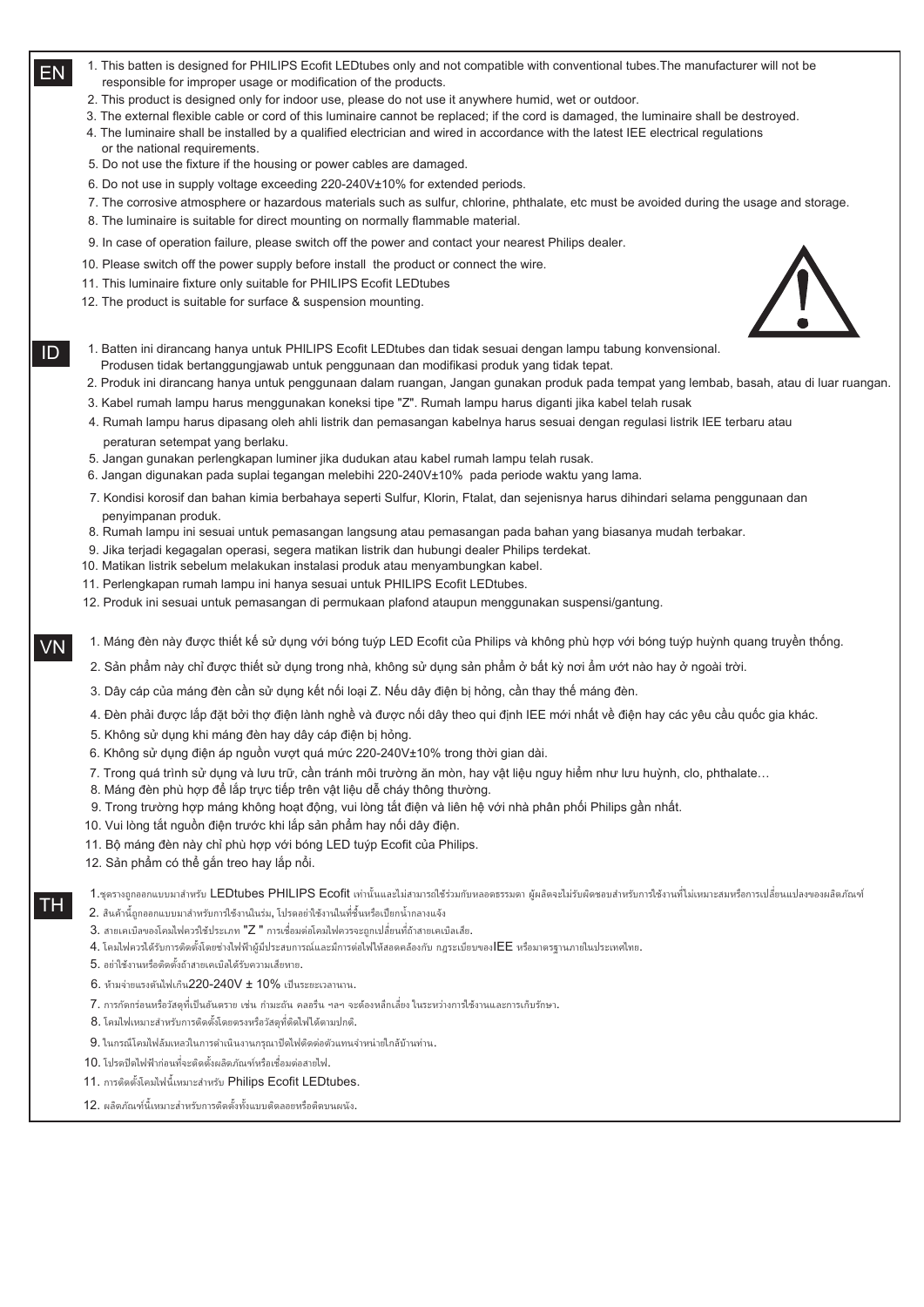## EN

1. This batten is designed for PHILIPS Ecofit LEDtubes only and not compatible with conventional tubes.The manufacturer will not be responsible for improper usage or modification of the products.
2. This product is designed only for indoor use, please do not use it anywhere humid, wet or outdoor.
3. The external flexible cable or cord of this luminaire cannot be replaced; if the cord is damaged, the luminaire shall be destroyed.
4. The luminaire shall be installed by a qualified electrician and wired in accordance with the latest IEE electrical regulations or the national requirements.
5. Do not use the fixture if the housing or power cables are damaged.
6. Do not use in supply voltage exceeding 220-240V±10% for extended periods.
7. The corrosive atmosphere or hazardous materials such as sulfur, chlorine, phthalate, etc must be avoided during the usage and storage.
8. The luminaire is suitable for direct mounting on normally flammable material.
9. In case of operation failure, please switch off the power and contact your nearest Philips dealer.
10. Please switch off the power supply before install the product or connect the wire.
11. This luminaire fixture only suitable for PHILIPS Ecofit LEDtubes
12. The product is suitable for surface & suspension mounting.

## ID

1. Batten ini dirancang hanya untuk PHILIPS Ecofit LEDtubes dan tidak sesuai dengan lampu tabung konvensional. Produsen tidak bertanggungjawab untuk penggunaan dan modifikasi produk yang tidak tepat.
2. Produk ini dirancang hanya untuk penggunaan dalam ruangan, Jangan gunakan produk pada tempat yang lembab, basah, atau di luar ruangan.
3. Kabel rumah lampu harus menggunakan koneksi tipe "Z". Rumah lampu harus diganti jika kabel telah rusak
4. Rumah lampu harus dipasang oleh ahli listrik dan pemasangan kabelnya harus sesuai dengan regulasi listrik IEE terbaru atau peraturan setempat yang berlaku.
5. Jangan gunakan perlengkapan luminer jika dudukan atau kabel rumah lampu telah rusak.
6. Jangan digunakan pada suplai tegangan melebihi 220-240V±10% pada periode waktu yang lama.
7. Kondisi korosif dan bahan kimia berbahaya seperti Sulfur, Klorin, Ftalat, dan sejenisnya harus dihindari selama penggunaan dan penyimpanan produk.
8. Rumah lampu ini sesuai untuk pemasangan langsung atau pemasangan pada bahan yang biasanya mudah terbakar.
9. Jika terjadi kegagalan operasi, segera matikan listrik dan hubungi dealer Philips terdekat.
10. Matikan listrik sebelum melakukan instalasi produk atau menyambungkan kabel.
11. Perlengkapan rumah lampu ini hanya sesuai untuk PHILIPS Ecofit LEDtubes.
12. Produk ini sesuai untuk pemasangan di permukaan plafond ataupun menggunakan suspensi/gantung.

## VN

1. Máng đèn này được thiết kế sử dụng với bóng tuýp LED Ecofit của Philips và không phù hợp với bóng tuýp huỳnh quang truyền thống.
2. Sản phẩm này chỉ được thiết sử dụng trong nhà, không sử dụng sản phẩm ở bất kỳ nơi ẩm ướt nào hay ở ngoài trời.
3. Dây cáp của máng đèn cần sử dụng kết nối loại Z. Nếu dây điện bị hỏng, cần thay thế máng đèn.
4. Đèn phải được lắp đặt bởi thợ điện lành nghề và được nối dây theo qui định IEE mới nhất về điện hay các yêu cầu quốc gia khác.
5. Không sử dụng khi máng đèn hay dây cáp điện bị hỏng.
6. Không sử dụng điện áp nguồn vượt quá mức 220-240V±10% trong thời gian dài.
7. Trong quá trình sử dụng và lưu trữ, cần tránh môi trường ăn mòn, hay vật liệu nguy hiểm như lưu huỳnh, clo, phthalate…
8. Máng đèn phù hợp để lắp trực tiếp trên vật liệu dễ cháy thông thường.
9. Trong trường hợp máng không hoạt động, vui lòng tắt điện và liên hệ với nhà phân phối Philips gần nhất.
10. Vui lòng tắt nguồn điện trước khi lắp sản phẩm hay nối dây điện.
11. Bộ máng đèn này chỉ phù hợp với bóng LED tuýp Ecofit của Philips.
12. Sản phẩm có thể gắn treo hay lắp nổi.

## TH

1. ชุดรางถูกออกแบบมาสำหรับ LEDtubes PHILIPS Ecofit เท่านั้นและไม่สามารถใช้ร่วมกับหลอดธรรมดา ผู้ผลิตจะไม่รับผิดชอบสำหรับการใช้งานที่ไม่เหมาะสมหรือการเปลี่ยนแปลงของผลิตภัณฑ์
2. สินค้านี้ถูกออกแบบมาสำหรับการใช้งานในร่ม, โปรดอย่าใช้งานในที่ชื้นหรือเปียกน้ำกลางแจ้ง
3. สายเคเบิลของโคมไฟควรใช้ประเภท "Z " การเชื่อมต่อโคมไฟควรจะถูกเปลี่ยนถ้าสายเคเบิลเสีย.
4. โคมไฟควรได้รับการติดตั้งโดยช่างไฟฟ้าผู้มีประสบการณ์และมีการต่อไฟให้สอดคล้องกับ กฎระเบียบของIEE หรือมาตรฐานภายในประเทศไทย.
5. อย่าใช้งานหรือติดตั้งถ้าสายเคเบิลได้รับความเสียหาย.
6. ห้ามจ่ายแรงดันไฟเกิน220-240V ± 10% เป็นระยะเวลานาน.
7. การกัดกร่อนหรือวัสดุที่เป็นอันตราย เช่น กำมะถัน คลอรีน ฯลฯ จะต้องหลีกเลี่ยง ในระหว่างการใช้งานและการเก็บรักษา.
8. โคมไฟเหมาะสำหรับการติดตั้งโดยตรงหรือวัสดุที่ติดไฟได้ตามปกติ.
9. ในกรณีโคมไฟล้มเหลวในการดำเนินงานกรุณาปิดไฟติดต่อตัวแทนจำหน่ายใกล้บ้านท่าน.
10. โปรดปิดไฟฟ้าก่อนที่จะติดตั้งผลิตภัณฑ์หรือเชื่อมต่อสายไฟ.
11. การติดตั้งโคมไฟนี้เหมาะสำหรับ Philips Ecofit LEDtubes.
12. ผลิตภัณฑ์นี้เหมาะสำหรับการติดตั้งทั้งแบบติดลอยหรือติดบนผนัง.